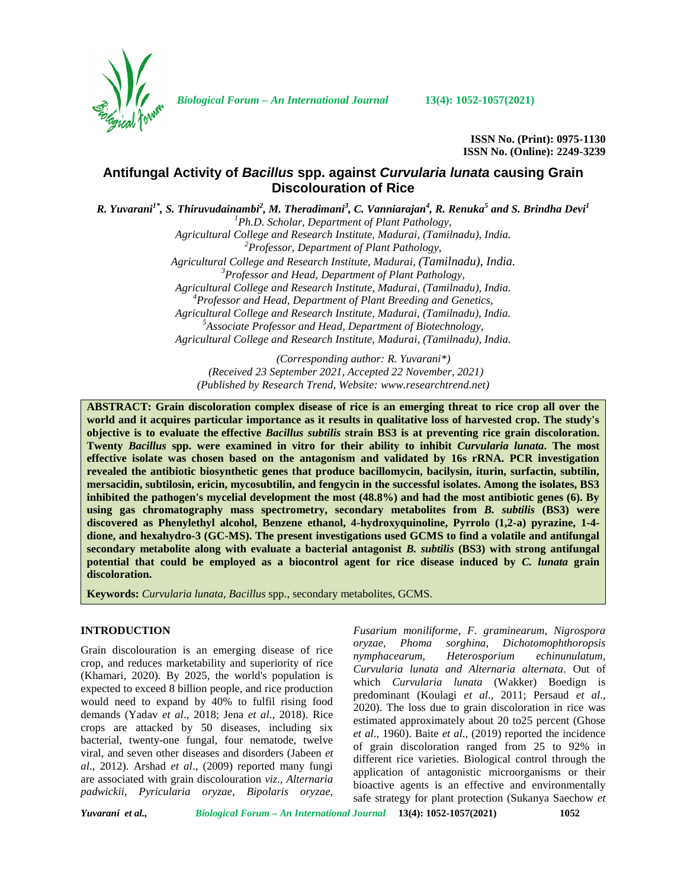ISSN No. (Print): 0975-1130
ISSN No. (Online): 2249-3239

# Antifungal Activity of *Bacillus* spp. against *Curvularia lunata* causing Grain Discolouration of Rice

*R. Yuvarani[1*], S. Thiruvudainambi[2], M. Theradimani[3], C. Vanniarajan[4], R. Renuka[5] and S. Brindha Devi[1]*

[1]Ph.D. Scholar, Department of Plant Pathology, Agricultural College and Research Institute, Madurai, (Tamilnadu), India.
[2]Professor, Department of Plant Pathology, Agricultural College and Research Institute, Madurai, (Tamilnadu), India.
[3]Professor and Head, Department of Plant Pathology, Agricultural College and Research Institute, Madurai, (Tamilnadu), India.
[4]Professor and Head, Department of Plant Breeding and Genetics, Agricultural College and Research Institute, Madurai, (Tamilnadu), India.
[5]Associate Professor and Head, Department of Biotechnology, Agricultural College and Research Institute, Madurai, (Tamilnadu), India.

*(Corresponding author: R. Yuvarani\*)*
*(Received 23 September 2021, Accepted 22 November, 2021)*
*(Published by Research Trend, Website: www.researchtrend.net)*

**ABSTRACT: Grain discoloration complex disease of rice is an emerging threat to rice crop all over the world and it acquires particular importance as it results in qualitative loss of harvested crop. The study's objective is to evaluate the effective *Bacillus subtilis* strain BS3 is at preventing rice grain discoloration. Twenty *Bacillus* spp. were examined in vitro for their ability to inhibit *Curvularia lunata*. The most effective isolate was chosen based on the antagonism and validated by 16s rRNA. PCR investigation revealed the antibiotic biosynthetic genes that produce bacillomycin, bacilysin, iturin, surfactin, subtilin, mersacidin, subtilosin, ericin, mycosubtilin, and fengycin in the successful isolates. Among the isolates, BS3 inhibited the pathogen's mycelial development the most (48.8%) and had the most antibiotic genes (6). By using gas chromatography mass spectrometry, secondary metabolites from *B. subtilis* (BS3) were discovered as Phenylethyl alcohol, Benzene ethanol, 4-hydroxyquinoline, Pyrrolo (1,2-a) pyrazine, 1-4-dione, and hexahydro-3 (GC-MS). The present investigations used GCMS to find a volatile and antifungal secondary metabolite along with evaluate a bacterial antagonist *B. subtilis* (BS3) with strong antifungal potential that could be employed as a biocontrol agent for rice disease induced by *C. lunata* grain discoloration.**

**Keywords:** *Curvularia lunata*, *Bacillus* spp., secondary metabolites, GCMS.

## INTRODUCTION

Grain discolouration is an emerging disease of rice crop, and reduces marketability and superiority of rice (Khamari, 2020). By 2025, the world's population is expected to exceed 8 billion people, and rice production would need to expand by 40% to fulfil rising food demands (Yadav *et al*., 2018; Jena *et al*., 2018). Rice crops are attacked by 50 diseases, including six bacterial, twenty-one fungal, four nematode, twelve viral, and seven other diseases and disorders (Jabeen *et al*., 2012). Arshad *et al*., (2009) reported many fungi are associated with grain discolouration *viz*., *Alternaria padwickii, Pyricularia oryzae, Bipolaris oryzae, Fusarium moniliforme, F. graminearum, Nigrospora oryzae, Phoma sorghina, Dichotomophthoropsis nymphacearum, Heterosporium echinunulatum, Curvularia lunata and Alternaria alternata*. Out of which *Curvularia lunata* (Wakker) Boedign is predominant (Koulagi *et al*., 2011; Persaud *et al*., 2020). The loss due to grain discoloration in rice was estimated approximately about 20 to25 percent (Ghose *et al*., 1960). Baite *et al*., (2019) reported the incidence of grain discoloration ranged from 25 to 92% in different rice varieties. Biological control through the application of antagonistic microorganisms or their bioactive agents is an effective and environmentally safe strategy for plant protection (Sukanya Saechow *et*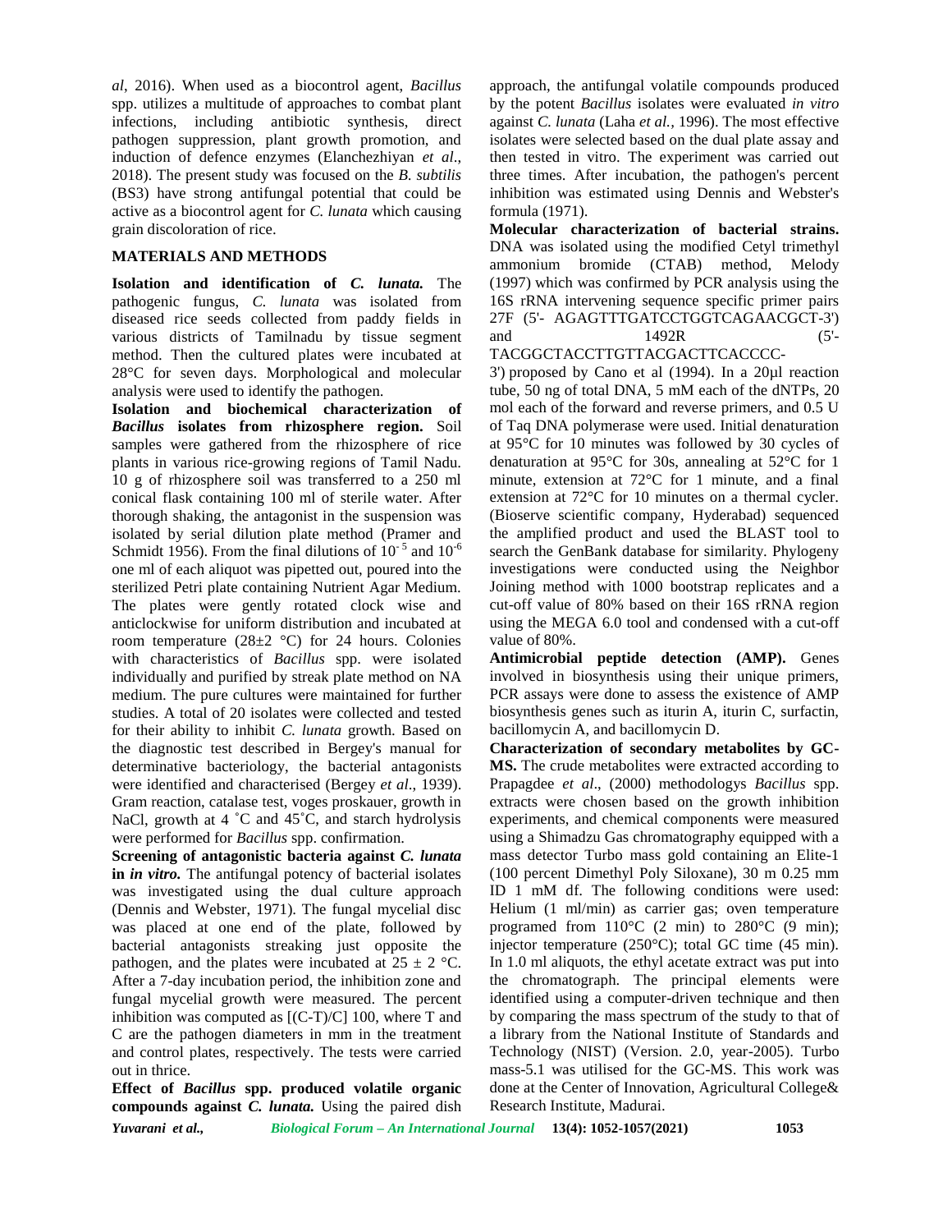*al*, 2016). When used as a biocontrol agent, *Bacillus* spp. utilizes a multitude of approaches to combat plant infections, including antibiotic synthesis, direct pathogen suppression, plant growth promotion, and induction of defence enzymes (Elanchezhiyan *et al*., 2018). The present study was focused on the *B. subtilis* (BS3) have strong antifungal potential that could be active as a biocontrol agent for *C. lunata* which causing grain discoloration of rice.

## MATERIALS AND METHODS

**Isolation and identification of *C. lunata*.** The pathogenic fungus, *C. lunata* was isolated from diseased rice seeds collected from paddy fields in various districts of Tamilnadu by tissue segment method. Then the cultured plates were incubated at 28°C for seven days. Morphological and molecular analysis were used to identify the pathogen.

**Isolation and biochemical characterization of *Bacillus* isolates from rhizosphere region.** Soil samples were gathered from the rhizosphere of rice plants in various rice-growing regions of Tamil Nadu. 10 g of rhizosphere soil was transferred to a 250 ml conical flask containing 100 ml of sterile water. After thorough shaking, the antagonist in the suspension was isolated by serial dilution plate method (Pramer and Schmidt 1956). From the final dilutions of $10^{-5}$ and $10^{-6}$ one ml of each aliquot was pipetted out, poured into the sterilized Petri plate containing Nutrient Agar Medium. The plates were gently rotated clock wise and anticlockwise for uniform distribution and incubated at room temperature (28±2 °C) for 24 hours. Colonies with characteristics of *Bacillus* spp. were isolated individually and purified by streak plate method on NA medium. The pure cultures were maintained for further studies. A total of 20 isolates were collected and tested for their ability to inhibit *C. lunata* growth. Based on the diagnostic test described in Bergey's manual for determinative bacteriology, the bacterial antagonists were identified and characterised (Bergey *et al*., 1939). Gram reaction, catalase test, voges proskauer, growth in NaCl, growth at 4 ˚C and 45˚C, and starch hydrolysis were performed for *Bacillus* spp. confirmation.

**Screening of antagonistic bacteria against *C. lunata* in *in vitro*.** The antifungal potency of bacterial isolates was investigated using the dual culture approach (Dennis and Webster, 1971). The fungal mycelial disc was placed at one end of the plate, followed by bacterial antagonists streaking just opposite the pathogen, and the plates were incubated at 25 ± 2 °C. After a 7-day incubation period, the inhibition zone and fungal mycelial growth were measured. The percent inhibition was computed as [(C-T)/C] 100, where T and C are the pathogen diameters in mm in the treatment and control plates, respectively. The tests were carried out in thrice.

**Effect of *Bacillus* spp. produced volatile organic compounds against *C. lunata*.** Using the paired dish approach, the antifungal volatile compounds produced by the potent *Bacillus* isolates were evaluated *in vitro* against *C. lunata* (Laha *et al.,* 1996). The most effective isolates were selected based on the dual plate assay and then tested in vitro. The experiment was carried out three times. After incubation, the pathogen's percent inhibition was estimated using Dennis and Webster's formula (1971).

**Molecular characterization of bacterial strains.** DNA was isolated using the modified Cetyl trimethyl ammonium bromide (CTAB) method, Melody (1997) which was confirmed by PCR analysis using the 16S rRNA intervening sequence specific primer pairs 27F (5'- AGAGTTTGATCCTGGTCAGAACGCT-3') and 1492R (5'- TACGGCTACCTTGTTACGACTTCACCCC-3') proposed by Cano et al (1994). In a 20µl reaction tube, 50 ng of total DNA, 5 mM each of the dNTPs, 20 mol each of the forward and reverse primers, and 0.5 U of Taq DNA polymerase were used. Initial denaturation at 95°C for 10 minutes was followed by 30 cycles of denaturation at 95°C for 30s, annealing at 52°C for 1 minute, extension at 72°C for 1 minute, and a final extension at 72°C for 10 minutes on a thermal cycler. (Bioserve scientific company, Hyderabad) sequenced the amplified product and used the BLAST tool to search the GenBank database for similarity. Phylogeny investigations were conducted using the Neighbor Joining method with 1000 bootstrap replicates and a cut-off value of 80% based on their 16S rRNA region using the MEGA 6.0 tool and condensed with a cut-off value of 80%.

**Antimicrobial peptide detection (AMP).** Genes involved in biosynthesis using their unique primers, PCR assays were done to assess the existence of AMP biosynthesis genes such as iturin A, iturin C, surfactin, bacillomycin A, and bacillomycin D.

**Characterization of secondary metabolites by GC-MS.** The crude metabolites were extracted according to Prapagdee *et al*., (2000) methodologys *Bacillus* spp. extracts were chosen based on the growth inhibition experiments, and chemical components were measured using a Shimadzu Gas chromatography equipped with a mass detector Turbo mass gold containing an Elite-1 (100 percent Dimethyl Poly Siloxane), 30 m 0.25 mm ID 1 mM df. The following conditions were used: Helium (1 ml/min) as carrier gas; oven temperature programed from 110°C (2 min) to 280°C (9 min); injector temperature (250°C); total GC time (45 min). In 1.0 ml aliquots, the ethyl acetate extract was put into the chromatograph. The principal elements were identified using a computer-driven technique and then by comparing the mass spectrum of the study to that of a library from the National Institute of Standards and Technology (NIST) (Version. 2.0, year-2005). Turbo mass-5.1 was utilised for the GC-MS. This work was done at the Center of Innovation, Agricultural College& Research Institute, Madurai.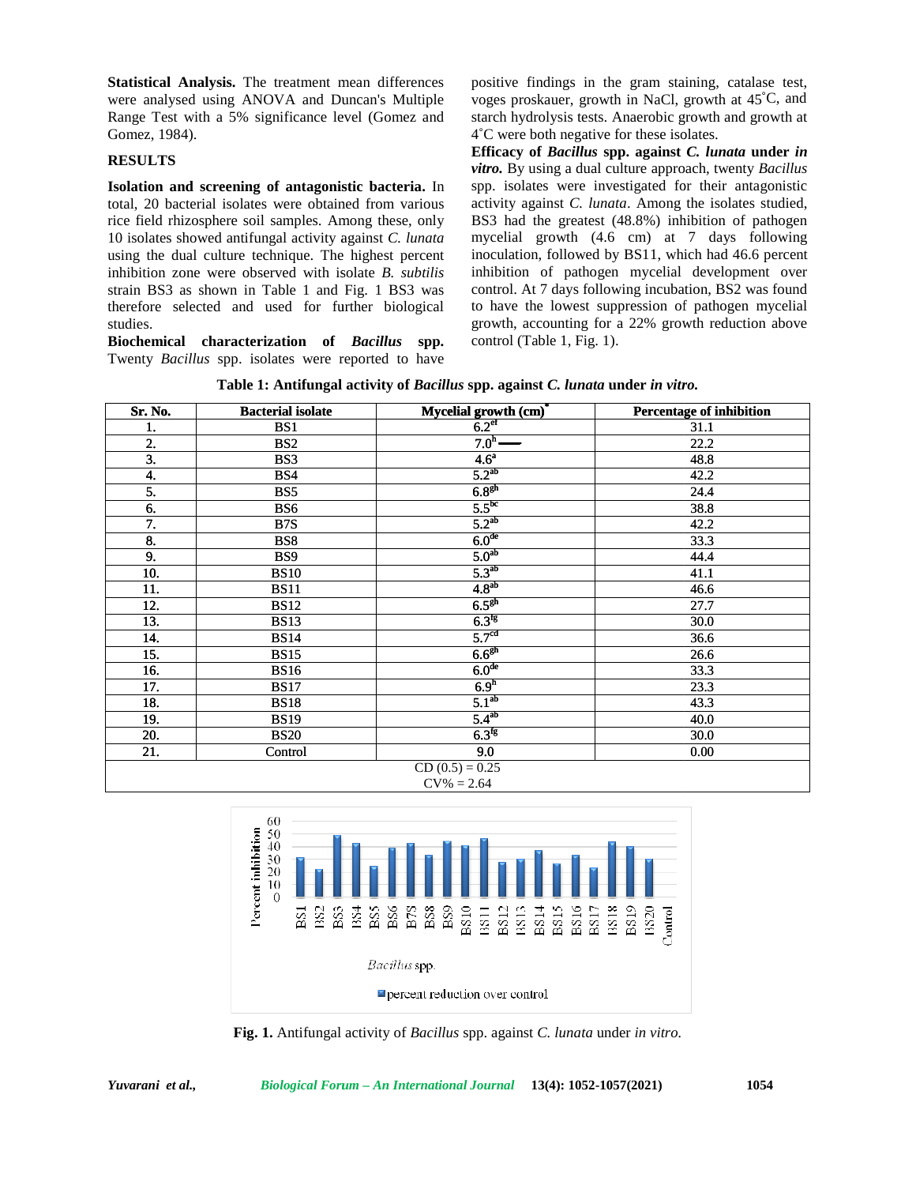**Statistical Analysis.** The treatment mean differences were analysed using ANOVA and Duncan's Multiple Range Test with a 5% significance level (Gomez and Gomez, 1984).

## RESULTS

**Isolation and screening of antagonistic bacteria.** In total, 20 bacterial isolates were obtained from various rice field rhizosphere soil samples. Among these, only 10 isolates showed antifungal activity against *C. lunata* using the dual culture technique. The highest percent inhibition zone were observed with isolate *B. subtilis* strain BS3 as shown in Table 1 and Fig. 1 BS3 was therefore selected and used for further biological studies.

**Biochemical characterization of *Bacillus* spp.** Twenty *Bacillus* spp. isolates were reported to have positive findings in the gram staining, catalase test, voges proskauer, growth in NaCl, growth at 45˚C, and starch hydrolysis tests. Anaerobic growth and growth at 4˚C were both negative for these isolates.

**Efficacy of *Bacillus* spp. against *C. lunata* under *in vitro*.** By using a dual culture approach, twenty *Bacillus* spp. isolates were investigated for their antagonistic activity against *C. lunata*. Among the isolates studied, BS3 had the greatest (48.8%) inhibition of pathogen mycelial growth (4.6 cm) at 7 days following inoculation, followed by BS11, which had 46.6 percent inhibition of pathogen mycelial development over control. At 7 days following incubation, BS2 was found to have the lowest suppression of pathogen mycelial growth, accounting for a 22% growth reduction above control (Table 1, Fig. 1).

**Table 1: Antifungal activity of *Bacillus* spp. against *C. lunata* under *in vitro*.**

| Sr. No. | Bacterial isolate | Mycelial growth (cm)* | Percentage of inhibition |
|---|---|---|---|
| 1. | BS1 | $6.2^{ef}$ | 31.1 |
| 2. | BS2 | $7.0^{h}$ | 22.2 |
| 3. | BS3 | $4.6^{a}$ | 48.8 |
| 4. | BS4 | $5.2^{ab}$ | 42.2 |
| 5. | BS5 | $6.8^{gh}$ | 24.4 |
| 6. | BS6 | $5.5^{bc}$ | 38.8 |
| 7. | B7S | $5.2^{ab}$ | 42.2 |
| 8. | BS8 | $6.0^{de}$ | 33.3 |
| 9. | BS9 | $5.0^{ab}$ | 44.4 |
| 10. | BS10 | $5.3^{ab}$ | 41.1 |
| 11. | BS11 | $4.8^{ab}$ | 46.6 |
| 12. | BS12 | $6.5^{gh}$ | 27.7 |
| 13. | BS13 | $6.3^{fg}$ | 30.0 |
| 14. | BS14 | $5.7^{cd}$ | 36.6 |
| 15. | BS15 | $6.6^{gh}$ | 26.6 |
| 16. | BS16 | $6.0^{de}$ | 33.3 |
| 17. | BS17 | $6.9^{h}$ | 23.3 |
| 18. | BS18 | $5.1^{ab}$ | 43.3 |
| 19. | BS19 | $5.4^{ab}$ | 40.0 |
| 20. | BS20 | $6.3^{fg}$ | 30.0 |
| 21. | Control | 9.0 | 0.00 |
| CD (0.5) = 0.25 | | | |
| CV% = 2.64 | | | |

**Fig. 1.** Antifungal activity of *Bacillus* spp. against *C. lunata* under *in vitro.*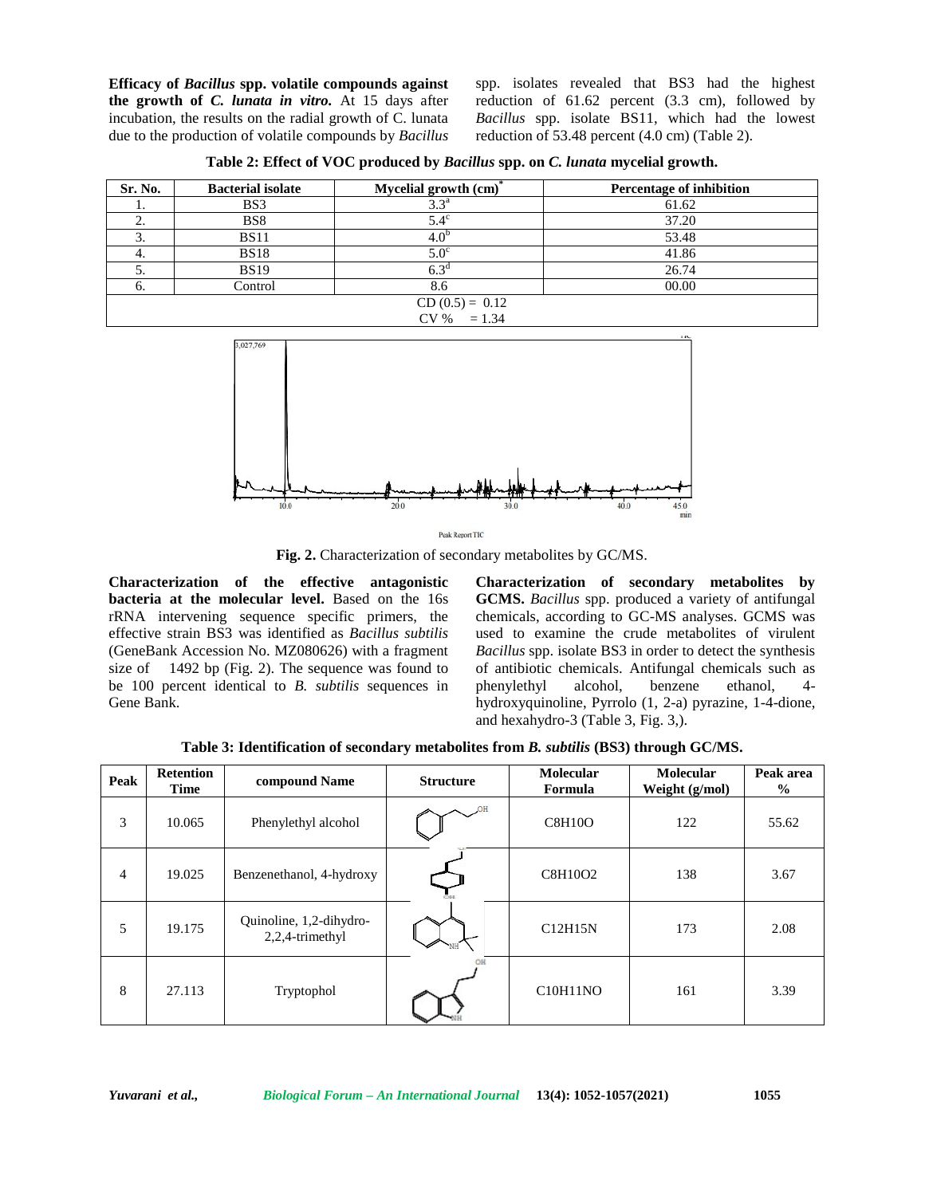**Efficacy of *Bacillus* spp. volatile compounds against the growth of *C. lunata in vitro*.** At 15 days after incubation, the results on the radial growth of C. lunata due to the production of volatile compounds by *Bacillus* spp. isolates revealed that BS3 had the highest reduction of 61.62 percent (3.3 cm), followed by *Bacillus* spp. isolate BS11, which had the lowest reduction of 53.48 percent (4.0 cm) (Table 2).

**Table 2: Effect of VOC produced by *Bacillus* spp. on *C. lunata* mycelial growth.**

| Sr. No. | Bacterial isolate | Mycelial growth (cm)* | Percentage of inhibition |
|---|---|---|---|
| 1. | BS3 | 3.3[a] | 61.62 |
| 2. | BS8 | 5.4[c] | 37.20 |
| 3. | BS11 | 4.0[b] | 53.48 |
| 4. | BS18 | 5.0[c] | 41.86 |
| 5. | BS19 | 6.3[d] | 26.74 |
| 6. | Control | 8.6 | 00.00 |
| CD (0.5) = 0.12 | | | |
| CV % = 1.34 | | | |

**Fig. 2.** Characterization of secondary metabolites by GC/MS.

**Characterization of the effective antagonistic bacteria at the molecular level.** Based on the 16s rRNA intervening sequence specific primers, the effective strain BS3 was identified as *Bacillus subtilis* (GeneBank Accession No. MZ080626) with a fragment size of 1492 bp (Fig. 2). The sequence was found to be 100 percent identical to *B. subtilis* sequences in Gene Bank.

**Characterization of secondary metabolites by GCMS.** *Bacillus* spp. produced a variety of antifungal chemicals, according to GC-MS analyses. GCMS was used to examine the crude metabolites of virulent *Bacillus* spp. isolate BS3 in order to detect the synthesis of antibiotic chemicals. Antifungal chemicals such as phenylethyl alcohol, benzene ethanol, 4-hydroxyquinoline, Pyrrolo (1, 2-a) pyrazine, 1-4-dione, and hexahydro-3 (Table 3, Fig. 3,).

**Table 3: Identification of secondary metabolites from *B. subtilis* (BS3) through GC/MS.**

| Peak | Retention Time | compound Name | Structure | Molecular Formula | Molecular Weight (g/mol) | Peak area % |
|---|---|---|---|---|---|---|
| 3 | 10.065 | Phenylethyl alcohol | | $C_8H_{10}O$ | 122 | 55.62 |
| 4 | 19.025 | Benzenethanol, 4-hydroxy | | $C_8H_{10}O_2$ | 138 | 3.67 |
| 5 | 19.175 | Quinoline, 1,2-dihydro-2,2,4-trimethyl | | $C_{12}H_{15}N$ | 173 | 2.08 |
| 8 | 27.113 | Tryptophol | | $C_{10}H_{11}NO$ | 161 | 3.39 |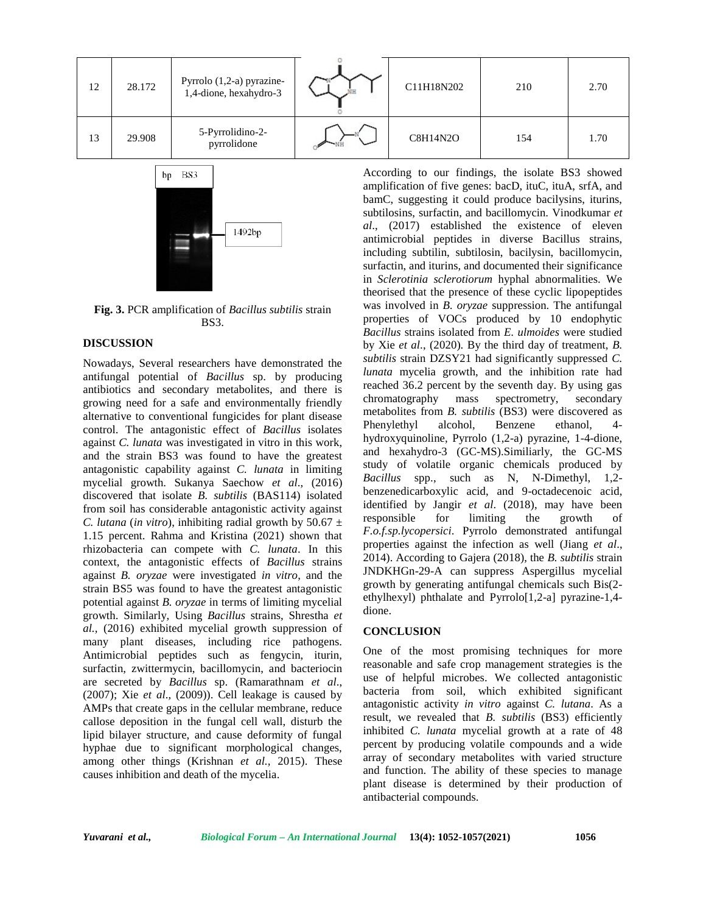| 12 | 28.172 | Pyrrolo (1,2-a) pyrazine-1,4-dione, hexahydro-3 | | C11H18N2O2 | 210 | 2.70 |
|---|---|---|---|---|---|---|
| 13 | 29.908 | 5-Pyrrolidino-2-pyrrolidone | | C8H14N2O | 154 | 1.70 |

**Fig. 3.** PCR amplification of *Bacillus subtilis* strain BS3.

## DISCUSSION

Nowadays, Several researchers have demonstrated the antifungal potential of *Bacillus* sp. by producing antibiotics and secondary metabolites, and there is growing need for a safe and environmentally friendly alternative to conventional fungicides for plant disease control. The antagonistic effect of *Bacillus* isolates against *C. lunata* was investigated in vitro in this work, and the strain BS3 was found to have the greatest antagonistic capability against *C. lunata* in limiting mycelial growth. Sukanya Saechow *et al*., (2016) discovered that isolate *B. subtilis* (BAS114) isolated from soil has considerable antagonistic activity against *C. lutana* (*in vitro*), inhibiting radial growth by 50.67 ± 1.15 percent. Rahma and Kristina (2021) shown that rhizobacteria can compete with *C. lunata*. In this context, the antagonistic effects of *Bacillus* strains against *B. oryzae* were investigated *in vitro*, and the strain BS5 was found to have the greatest antagonistic potential against *B. oryzae* in terms of limiting mycelial growth. Similarly, Using *Bacillus* strains, Shrestha *et al.,* (2016) exhibited mycelial growth suppression of many plant diseases, including rice pathogens. Antimicrobial peptides such as fengycin, iturin, surfactin, zwittermycin, bacillomycin, and bacteriocin are secreted by *Bacillus* sp. (Ramarathnam *et al*., (2007); Xie *et al*., (2009)). Cell leakage is caused by AMPs that create gaps in the cellular membrane, reduce callose deposition in the fungal cell wall, disturb the lipid bilayer structure, and cause deformity of fungal hyphae due to significant morphological changes, among other things (Krishnan *et al.,* 2015). These causes inhibition and death of the mycelia.

According to our findings, the isolate BS3 showed amplification of five genes: bacD, ituC, ituA, srfA, and bamC, suggesting it could produce bacilysins, iturins, subtilosins, surfactin, and bacillomycin. Vinodkumar *et al*., (2017) established the existence of eleven antimicrobial peptides in diverse Bacillus strains, including subtilin, subtilosin, bacilysin, bacillomycin, surfactin, and iturins, and documented their significance in *Sclerotinia sclerotiorum* hyphal abnormalities. We theorised that the presence of these cyclic lipopeptides was involved in *B. oryzae* suppression. The antifungal properties of VOCs produced by 10 endophytic *Bacillus* strains isolated from *E. ulmoides* were studied by Xie *et al*., (2020). By the third day of treatment, *B. subtilis* strain DZSY21 had significantly suppressed *C. lunata* mycelia growth, and the inhibition rate had reached 36.2 percent by the seventh day. By using gas chromatography mass spectrometry, secondary metabolites from *B. subtilis* (BS3) were discovered as Phenylethyl alcohol, Benzene ethanol, 4-hydroxyquinoline, Pyrrolo (1,2-a) pyrazine, 1-4-dione, and hexahydro-3 (GC-MS).Similiarly, the GC-MS study of volatile organic chemicals produced by *Bacillus* spp., such as N, N-Dimethyl, 1,2-benzenedicarboxylic acid, and 9-octadecenoic acid, identified by Jangir *et al*. (2018), may have been responsible for limiting the growth of *F.o.f.sp.lycopersici*. Pyrrolo demonstrated antifungal properties against the infection as well (Jiang *et al*., 2014). According to Gajera (2018), the *B. subtilis* strain JNDKHGn-29-A can suppress Aspergillus mycelial growth by generating antifungal chemicals such Bis(2-ethylhexyl) phthalate and Pyrrolo[1,2-a] pyrazine-1,4-dione.

## CONCLUSION

One of the most promising techniques for more reasonable and safe crop management strategies is the use of helpful microbes. We collected antagonistic bacteria from soil, which exhibited significant antagonistic activity *in vitro* against *C. lutana*. As a result, we revealed that *B. subtilis* (BS3) efficiently inhibited *C. lunata* mycelial growth at a rate of 48 percent by producing volatile compounds and a wide array of secondary metabolites with varied structure and function. The ability of these species to manage plant disease is determined by their production of antibacterial compounds.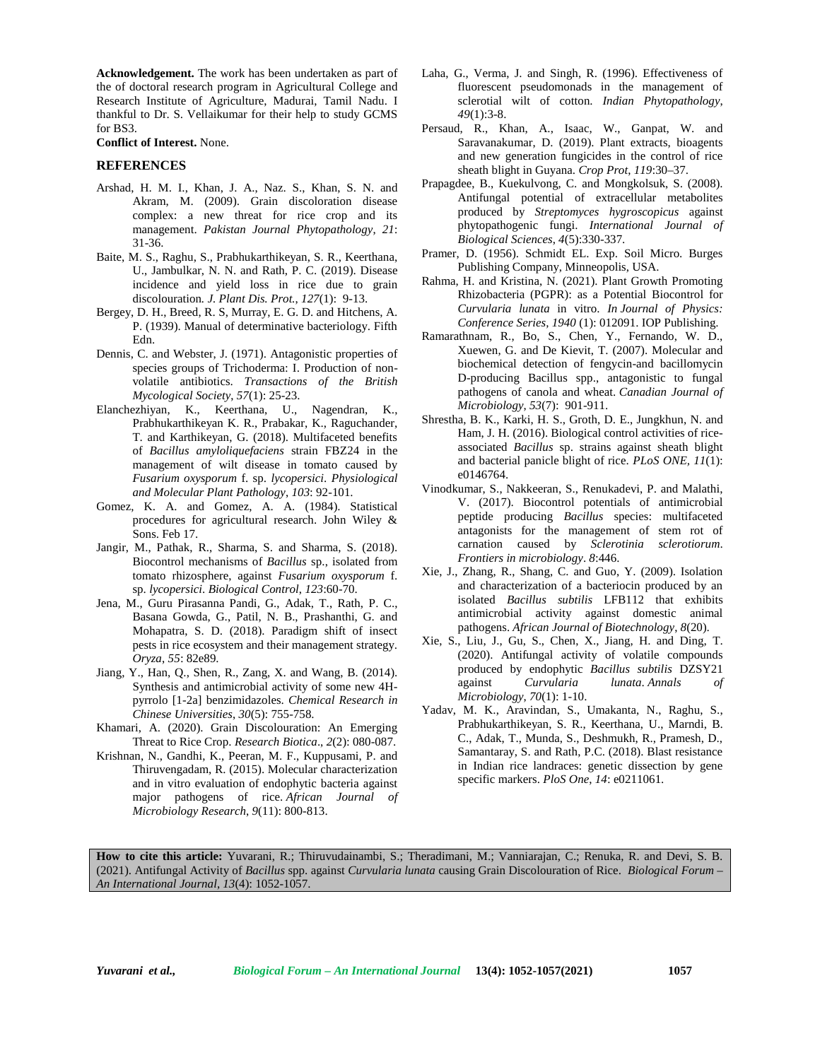**Acknowledgement.** The work has been undertaken as part of the of doctoral research program in Agricultural College and Research Institute of Agriculture, Madurai, Tamil Nadu. I thankful to Dr. S. Vellaikumar for their help to study GCMS for BS3.

**Conflict of Interest.** None.

## REFERENCES

Arshad, H. M. I., Khan, J. A., Naz. S., Khan, S. N. and Akram, M. (2009). Grain discoloration disease complex: a new threat for rice crop and its management. *Pakistan Journal Phytopathology*, *21*: 31-36.

Baite, M. S., Raghu, S., Prabhukarthikeyan, S. R., Keerthana, U., Jambulkar, N. N. and Rath, P. C. (2019). Disease incidence and yield loss in rice due to grain discolouration*. J. Plant Dis. Prot.*, *127*(1): 9-13.

Bergey, D. H., Breed, R. S, Murray, E. G. D. and Hitchens, A. P. (1939). Manual of determinative bacteriology. Fifth Edn.

Dennis, C. and Webster, J. (1971). Antagonistic properties of species groups of Trichoderma: I. Production of non-volatile antibiotics. *Transactions of the British Mycological Society*, *57*(1): 25-23.

Elanchezhiyan, K., Keerthana, U., Nagendran, K., Prabhukarthikeyan K. R., Prabakar, K., Raguchander, T. and Karthikeyan, G. (2018). Multifaceted benefits of *Bacillus amyloliquefaciens* strain FBZ24 in the management of wilt disease in tomato caused by *Fusarium oxysporum* f. sp. *lycopersici*. *Physiological and Molecular Plant Pathology*, *103*: 92-101.

Gomez, K. A. and Gomez, A. A. (1984). Statistical procedures for agricultural research. John Wiley & Sons. Feb 17.

Jangir, M., Pathak, R., Sharma, S. and Sharma, S. (2018). Biocontrol mechanisms of *Bacillus* sp., isolated from tomato rhizosphere, against *Fusarium oxysporum* f. sp. *lycopersici*. *Biological Control*, *123*:60-70.

Jena, M., Guru Pirasanna Pandi, G., Adak, T., Rath, P. C., Basana Gowda, G., Patil, N. B., Prashanthi, G. and Mohapatra, S. D. (2018). Paradigm shift of insect pests in rice ecosystem and their management strategy. *Oryza*, *55*: 82e89.

Jiang, Y., Han, Q., Shen, R., Zang, X. and Wang, B. (2014). Synthesis and antimicrobial activity of some new 4H-pyrrolo [1-2a] benzimidazoles. *Chemical Research in Chinese Universities*, *30*(5): 755-758.

Khamari, A. (2020). Grain Discolouration: An Emerging Threat to Rice Crop. *Research Biotica*., *2*(2): 080-087.

Krishnan, N., Gandhi, K., Peeran, M. F., Kuppusami, P. and Thiruvengadam, R. (2015). Molecular characterization and in vitro evaluation of endophytic bacteria against major pathogens of rice. *African Journal of Microbiology Research*, *9*(11): 800-813.

Laha, G., Verma, J. and Singh, R. (1996). Effectiveness of fluorescent pseudomonads in the management of sclerotial wilt of cotton. *Indian Phytopathology*, *49*(1):3-8.

Persaud, R., Khan, A., Isaac, W., Ganpat, W. and Saravanakumar, D. (2019). Plant extracts, bioagents and new generation fungicides in the control of rice sheath blight in Guyana. *Crop Prot*, *119*:30–37.

Prapagdee, B., Kuekulvong, C. and Mongkolsuk, S. (2008). Antifungal potential of extracellular metabolites produced by *Streptomyces hygroscopicus* against phytopathogenic fungi. *International Journal of Biological Sciences*, *4*(5):330-337.

Pramer, D. (1956). Schmidt EL. Exp. Soil Micro. Burges Publishing Company, Minneapolis, USA.

Rahma, H. and Kristina, N. (2021). Plant Growth Promoting Rhizobacteria (PGPR): as a Potential Biocontrol for *Curvularia lunata* in vitro. *In Journal of Physics: Conference Series*, *1940* (1): 012091. IOP Publishing.

Ramarathnam, R., Bo, S., Chen, Y., Fernando, W. D., Xuewen, G. and De Kievit, T. (2007). Molecular and biochemical detection of fengycin-and bacillomycin D-producing Bacillus spp., antagonistic to fungal pathogens of canola and wheat. *Canadian Journal of Microbiology*, *53*(7): 901-911.

Shrestha, B. K., Karki, H. S., Groth, D. E., Jungkhun, N. and Ham, J. H. (2016). Biological control activities of rice-associated *Bacillus* sp. strains against sheath blight and bacterial panicle blight of rice. *PLoS ONE*, *11*(1): e0146764.

Vinodkumar, S., Nakkeeran, S., Renukadevi, P. and Malathi, V. (2017). Biocontrol potentials of antimicrobial peptide producing *Bacillus* species: multifaceted antagonists for the management of stem rot of carnation caused by *Sclerotinia sclerotiorum*. *Frontiers in microbiology*. *8*:446.

Xie, J., Zhang, R., Shang, C. and Guo, Y. (2009). Isolation and characterization of a bacteriocin produced by an isolated *Bacillus subtilis* LFB112 that exhibits antimicrobial activity against domestic animal pathogens. *African Journal of Biotechnology*, *8*(20).

Xie, S., Liu, J., Gu, S., Chen, X., Jiang, H. and Ding, T. (2020). Antifungal activity of volatile compounds produced by endophytic *Bacillus subtilis* DZSY21 against *Curvularia lunata*. *Annals of Microbiology*, *70*(1): 1-10.

Yadav, M. K., Aravindan, S., Umakanta, N., Raghu, S., Prabhukarthikeyan, S. R., Keerthana, U., Marndi, B. C., Adak, T., Munda, S., Deshmukh, R., Pramesh, D., Samantaray, S. and Rath, P.C. (2018). Blast resistance in Indian rice landraces: genetic dissection by gene specific markers. *PloS One*, *14*: e0211061.

**How to cite this article:** Yuvarani, R.; Thiruvudainambi, S.; Theradimani, M.; Vanniarajan, C.; Renuka, R. and Devi, S. B. (2021). Antifungal Activity of *Bacillus* spp. against *Curvularia lunata* causing Grain Discolouration of Rice. *Biological Forum – An International Journal*, *13*(4): 1052-1057.